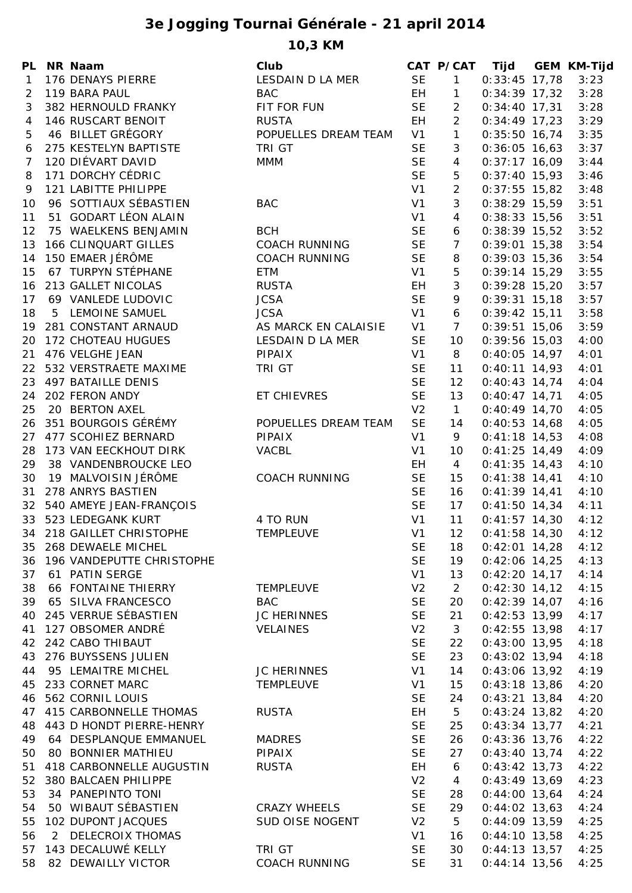# 3e Jogging Tournai Générale - 21 april 2014

## 10,3 KM

| PL | NR | Naam | Club | CAT | P/CAT | Tijd | GEM | KM-Tijd |
|---|---|---|---|---|---|---|---|---|
| 1 | 176 | DENAYS PIERRE | LESDAIN D LA MER | SE | 1 | 0:33:45 | 17,78 | 3:23 |
| 2 | 119 | BARA PAUL | BAC | EH | 1 | 0:34:39 | 17,32 | 3:28 |
| 3 | 382 | HERNOULD FRANKY | FIT FOR FUN | SE | 2 | 0:34:40 | 17,31 | 3:28 |
| 4 | 146 | RUSCART BENOIT | RUSTA | EH | 2 | 0:34:49 | 17,23 | 3:29 |
| 5 | 46 | BILLET GRÉGORY | POPUELLES DREAM TEAM | V1 | 1 | 0:35:50 | 16,74 | 3:35 |
| 6 | 275 | KESTELYN BAPTISTE | TRI GT | SE | 3 | 0:36:05 | 16,63 | 3:37 |
| 7 | 120 | DIÉVART DAVID | MMM | SE | 4 | 0:37:17 | 16,09 | 3:44 |
| 8 | 171 | DORCHY CÉDRIC | | SE | 5 | 0:37:40 | 15,93 | 3:46 |
| 9 | 121 | LABITTE PHILIPPE | | V1 | 2 | 0:37:55 | 15,82 | 3:48 |
| 10 | 96 | SOTTIAUX SÉBASTIEN | BAC | V1 | 3 | 0:38:29 | 15,59 | 3:51 |
| 11 | 51 | GODART LÉON ALAIN | | V1 | 4 | 0:38:33 | 15,56 | 3:51 |
| 12 | 75 | WAELKENS BENJAMIN | BCH | SE | 6 | 0:38:39 | 15,52 | 3:52 |
| 13 | 166 | CLINQUART GILLES | COACH RUNNING | SE | 7 | 0:39:01 | 15,38 | 3:54 |
| 14 | 150 | EMAER JÉRÔME | COACH RUNNING | SE | 8 | 0:39:03 | 15,36 | 3:54 |
| 15 | 67 | TURPYN STÉPHANE | ETM | V1 | 5 | 0:39:14 | 15,29 | 3:55 |
| 16 | 213 | GALLET NICOLAS | RUSTA | EH | 3 | 0:39:28 | 15,20 | 3:57 |
| 17 | 69 | VANLEDE LUDOVIC | JCSA | SE | 9 | 0:39:31 | 15,18 | 3:57 |
| 18 | 5 | LEMOINE SAMUEL | JCSA | V1 | 6 | 0:39:42 | 15,11 | 3:58 |
| 19 | 281 | CONSTANT ARNAUD | AS MARCK EN CALAISIE | V1 | 7 | 0:39:51 | 15,06 | 3:59 |
| 20 | 172 | CHOTEAU HUGUES | LESDAIN D LA MER | SE | 10 | 0:39:56 | 15,03 | 4:00 |
| 21 | 476 | VELGHE JEAN | PIPAIX | V1 | 8 | 0:40:05 | 14,97 | 4:01 |
| 22 | 532 | VERSTRAETE MAXIME | TRI GT | SE | 11 | 0:40:11 | 14,93 | 4:01 |
| 23 | 497 | BATAILLE DENIS | | SE | 12 | 0:40:43 | 14,74 | 4:04 |
| 24 | 202 | FERON ANDY | ET CHIEVRES | SE | 13 | 0:40:47 | 14,71 | 4:05 |
| 25 | 20 | BERTON AXEL | | V2 | 1 | 0:40:49 | 14,70 | 4:05 |
| 26 | 351 | BOURGOIS GÉRÉMY | POPUELLES DREAM TEAM | SE | 14 | 0:40:53 | 14,68 | 4:05 |
| 27 | 477 | SCOHIEZ BERNARD | PIPAIX | V1 | 9 | 0:41:18 | 14,53 | 4:08 |
| 28 | 173 | VAN EECKHOUT DIRK | VACBL | V1 | 10 | 0:41:25 | 14,49 | 4:09 |
| 29 | 38 | VANDENBROUCKE LEO | | EH | 4 | 0:41:35 | 14,43 | 4:10 |
| 30 | 19 | MALVOISIN JÉRÔME | COACH RUNNING | SE | 15 | 0:41:38 | 14,41 | 4:10 |
| 31 | 278 | ANRYS BASTIEN | | SE | 16 | 0:41:39 | 14,41 | 4:10 |
| 32 | 540 | AMEYE JEAN-FRANÇOIS | | SE | 17 | 0:41:50 | 14,34 | 4:11 |
| 33 | 523 | LEDEGANK KURT | 4 TO RUN | V1 | 11 | 0:41:57 | 14,30 | 4:12 |
| 34 | 218 | GAILLET CHRISTOPHE | TEMPLEUVE | V1 | 12 | 0:41:58 | 14,30 | 4:12 |
| 35 | 268 | DEWAELE MICHEL | | SE | 18 | 0:42:01 | 14,28 | 4:12 |
| 36 | 196 | VANDEPUTTE CHRISTOPHE | | SE | 19 | 0:42:06 | 14,25 | 4:13 |
| 37 | 61 | PATIN SERGE | | V1 | 13 | 0:42:20 | 14,17 | 4:14 |
| 38 | 66 | FONTAINE THIERRY | TEMPLEUVE | V2 | 2 | 0:42:30 | 14,12 | 4:15 |
| 39 | 65 | SILVA FRANCESCO | BAC | SE | 20 | 0:42:39 | 14,07 | 4:16 |
| 40 | 245 | VERRUE SÉBASTIEN | JC HERINNES | SE | 21 | 0:42:53 | 13,99 | 4:17 |
| 41 | 127 | OBSOMER ANDRÉ | VELAINES | V2 | 3 | 0:42:55 | 13,98 | 4:17 |
| 42 | 242 | CABO THIBAUT | | SE | 22 | 0:43:00 | 13,95 | 4:18 |
| 43 | 276 | BUYSSENS JULIEN | | SE | 23 | 0:43:02 | 13,94 | 4:18 |
| 44 | 95 | LEMAITRE MICHEL | JC HERINNES | V1 | 14 | 0:43:06 | 13,92 | 4:19 |
| 45 | 233 | CORNET MARC | TEMPLEUVE | V1 | 15 | 0:43:18 | 13,86 | 4:20 |
| 46 | 562 | CORNIL LOUIS | | SE | 24 | 0:43:21 | 13,84 | 4:20 |
| 47 | 415 | CARBONNELLE THOMAS | RUSTA | EH | 5 | 0:43:24 | 13,82 | 4:20 |
| 48 | 443 | D HONDT PIERRE-HENRY | | SE | 25 | 0:43:34 | 13,77 | 4:21 |
| 49 | 64 | DESPLANQUE EMMANUEL | MADRES | SE | 26 | 0:43:36 | 13,76 | 4:22 |
| 50 | 80 | BONNIER MATHIEU | PIPAIX | SE | 27 | 0:43:40 | 13,74 | 4:22 |
| 51 | 418 | CARBONNELLE AUGUSTIN | RUSTA | EH | 6 | 0:43:42 | 13,73 | 4:22 |
| 52 | 380 | BALCAEN PHILIPPE | | V2 | 4 | 0:43:49 | 13,69 | 4:23 |
| 53 | 34 | PANEPINTO TONI | | SE | 28 | 0:44:00 | 13,64 | 4:24 |
| 54 | 50 | WIBAUT SÉBASTIEN | CRAZY WHEELS | SE | 29 | 0:44:02 | 13,63 | 4:24 |
| 55 | 102 | DUPONT JACQUES | SUD OISE NOGENT | V2 | 5 | 0:44:09 | 13,59 | 4:25 |
| 56 | 2 | DELECROIX THOMAS | | V1 | 16 | 0:44:10 | 13,58 | 4:25 |
| 57 | 143 | DECALUWÉ KELLY | TRI GT | SE | 30 | 0:44:13 | 13,57 | 4:25 |
| 58 | 82 | DEWAILLY VICTOR | COACH RUNNING | SE | 31 | 0:44:14 | 13,56 | 4:25 |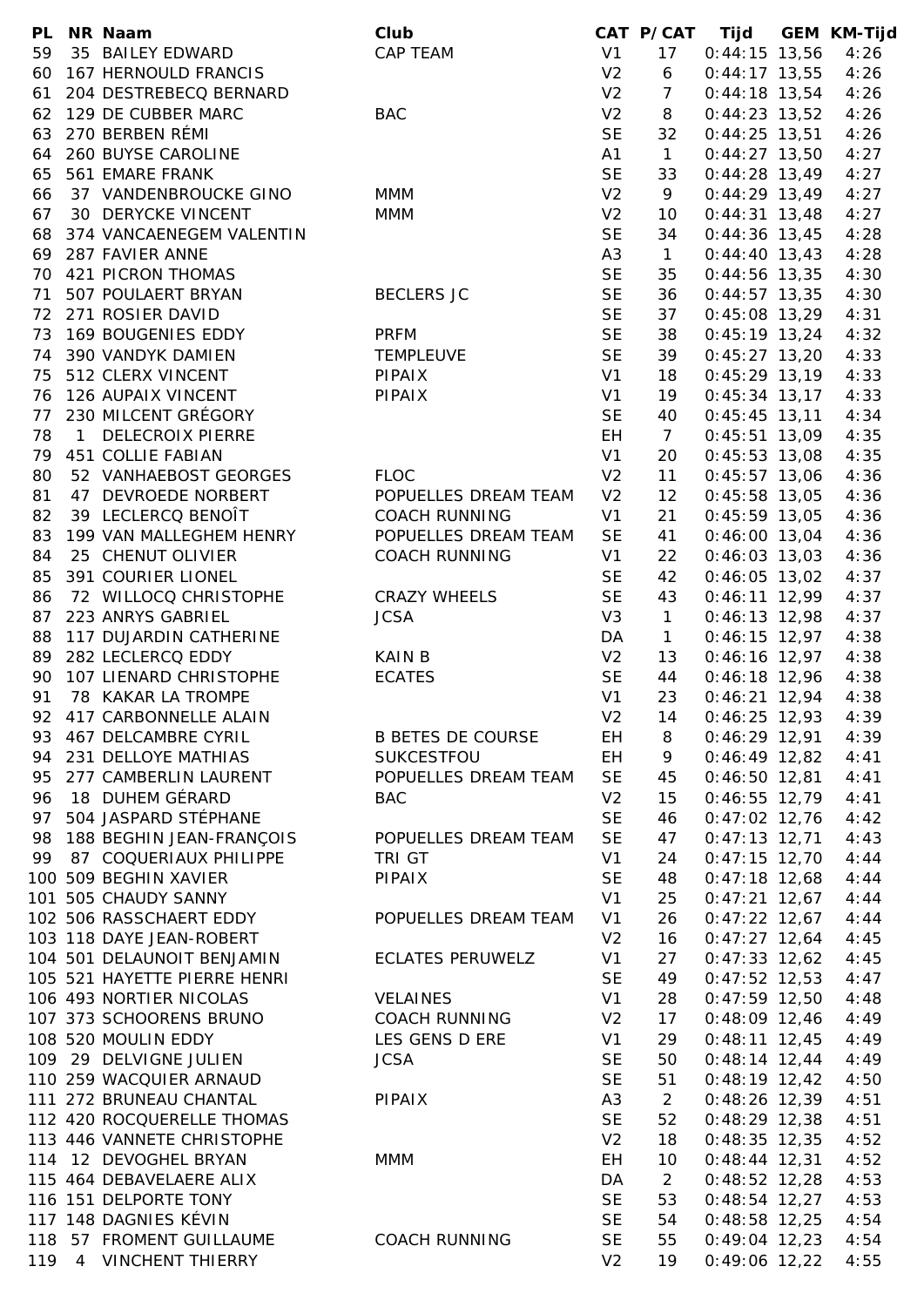| PL | NR | Naam | Club | CAT | P/CAT | Tijd | GEM | KM-Tijd |
|---|---|---|---|---|---|---|---|---|
| 59 | 35 | BAILEY EDWARD | CAP TEAM | V1 | 17 | 0:44:15 | 13,56 | 4:26 |
| 60 | 167 | HERNOULD FRANCIS | | V2 | 6 | 0:44:17 | 13,55 | 4:26 |
| 61 | 204 | DESTREBECQ BERNARD | | V2 | 7 | 0:44:18 | 13,54 | 4:26 |
| 62 | 129 | DE CUBBER MARC | BAC | V2 | 8 | 0:44:23 | 13,52 | 4:26 |
| 63 | 270 | BERBEN RÉMI | | SE | 32 | 0:44:25 | 13,51 | 4:26 |
| 64 | 260 | BUYSE CAROLINE | | A1 | 1 | 0:44:27 | 13,50 | 4:27 |
| 65 | 561 | EMARE FRANK | | SE | 33 | 0:44:28 | 13,49 | 4:27 |
| 66 | 37 | VANDENBROUCKE GINO | MMM | V2 | 9 | 0:44:29 | 13,49 | 4:27 |
| 67 | 30 | DERYCKE VINCENT | MMM | V2 | 10 | 0:44:31 | 13,48 | 4:27 |
| 68 | 374 | VANCAENEGEM VALENTIN | | SE | 34 | 0:44:36 | 13,45 | 4:28 |
| 69 | 287 | FAVIER ANNE | | A3 | 1 | 0:44:40 | 13,43 | 4:28 |
| 70 | 421 | PICRON THOMAS | | SE | 35 | 0:44:56 | 13,35 | 4:30 |
| 71 | 507 | POULAERT BRYAN | BECLERS JC | SE | 36 | 0:44:57 | 13,35 | 4:30 |
| 72 | 271 | ROSIER DAVID | | SE | 37 | 0:45:08 | 13,29 | 4:31 |
| 73 | 169 | BOUGENIES EDDY | PRFM | SE | 38 | 0:45:19 | 13,24 | 4:32 |
| 74 | 390 | VANDYK DAMIEN | TEMPLEUVE | SE | 39 | 0:45:27 | 13,20 | 4:33 |
| 75 | 512 | CLERX VINCENT | PIPAIX | V1 | 18 | 0:45:29 | 13,19 | 4:33 |
| 76 | 126 | AUPAIX VINCENT | PIPAIX | V1 | 19 | 0:45:34 | 13,17 | 4:33 |
| 77 | 230 | MILCENT GRÉGORY | | SE | 40 | 0:45:45 | 13,11 | 4:34 |
| 78 | 1 | DELECROIX PIERRE | | EH | 7 | 0:45:51 | 13,09 | 4:35 |
| 79 | 451 | COLLIE FABIAN | | V1 | 20 | 0:45:53 | 13,08 | 4:35 |
| 80 | 52 | VANHAEBOST GEORGES | FLOC | V2 | 11 | 0:45:57 | 13,06 | 4:36 |
| 81 | 47 | DEVROEDE NORBERT | POPUELLES DREAM TEAM | V2 | 12 | 0:45:58 | 13,05 | 4:36 |
| 82 | 39 | LECLERCQ BENOÎT | COACH RUNNING | V1 | 21 | 0:45:59 | 13,05 | 4:36 |
| 83 | 199 | VAN MALLEGHEM HENRY | POPUELLES DREAM TEAM | SE | 41 | 0:46:00 | 13,04 | 4:36 |
| 84 | 25 | CHENUT OLIVIER | COACH RUNNING | V1 | 22 | 0:46:03 | 13,03 | 4:36 |
| 85 | 391 | COURIER LIONEL | | SE | 42 | 0:46:05 | 13,02 | 4:37 |
| 86 | 72 | WILLOCQ CHRISTOPHE | CRAZY WHEELS | SE | 43 | 0:46:11 | 12,99 | 4:37 |
| 87 | 223 | ANRYS GABRIEL | JCSA | V3 | 1 | 0:46:13 | 12,98 | 4:37 |
| 88 | 117 | DUJARDIN CATHERINE | | DA | 1 | 0:46:15 | 12,97 | 4:38 |
| 89 | 282 | LECLERCQ EDDY | KAIN B | V2 | 13 | 0:46:16 | 12,97 | 4:38 |
| 90 | 107 | LIENARD CHRISTOPHE | ECATES | SE | 44 | 0:46:18 | 12,96 | 4:38 |
| 91 | 78 | KAKAR LA TROMPE | | V1 | 23 | 0:46:21 | 12,94 | 4:38 |
| 92 | 417 | CARBONNELLE ALAIN | | V2 | 14 | 0:46:25 | 12,93 | 4:39 |
| 93 | 467 | DELCAMBRE CYRIL | B BETES DE COURSE | EH | 8 | 0:46:29 | 12,91 | 4:39 |
| 94 | 231 | DELLOYE MATHIAS | SUKCESTFOU | EH | 9 | 0:46:49 | 12,82 | 4:41 |
| 95 | 277 | CAMBERLIN LAURENT | POPUELLES DREAM TEAM | SE | 45 | 0:46:50 | 12,81 | 4:41 |
| 96 | 18 | DUHEM GÉRARD | BAC | V2 | 15 | 0:46:55 | 12,79 | 4:41 |
| 97 | 504 | JASPARD STÉPHANE | | SE | 46 | 0:47:02 | 12,76 | 4:42 |
| 98 | 188 | BEGHIN JEAN-FRANÇOIS | POPUELLES DREAM TEAM | SE | 47 | 0:47:13 | 12,71 | 4:43 |
| 99 | 87 | COQUERIAUX PHILIPPE | TRI GT | V1 | 24 | 0:47:15 | 12,70 | 4:44 |
| 100 | 509 | BEGHIN XAVIER | PIPAIX | SE | 48 | 0:47:18 | 12,68 | 4:44 |
| 101 | 505 | CHAUDY SANNY | | V1 | 25 | 0:47:21 | 12,67 | 4:44 |
| 102 | 506 | RASSCHAERT EDDY | POPUELLES DREAM TEAM | V1 | 26 | 0:47:22 | 12,67 | 4:44 |
| 103 | 118 | DAYE JEAN-ROBERT | | V2 | 16 | 0:47:27 | 12,64 | 4:45 |
| 104 | 501 | DELAUNOIT BENJAMIN | ECLATES PERUWELZ | V1 | 27 | 0:47:33 | 12,62 | 4:45 |
| 105 | 521 | HAYETTE PIERRE HENRI | | SE | 49 | 0:47:52 | 12,53 | 4:47 |
| 106 | 493 | NORTIER NICOLAS | VELAINES | V1 | 28 | 0:47:59 | 12,50 | 4:48 |
| 107 | 373 | SCHOORENS BRUNO | COACH RUNNING | V2 | 17 | 0:48:09 | 12,46 | 4:49 |
| 108 | 520 | MOULIN EDDY | LES GENS D ERE | V1 | 29 | 0:48:11 | 12,45 | 4:49 |
| 109 | 29 | DELVIGNE JULIEN | JCSA | SE | 50 | 0:48:14 | 12,44 | 4:49 |
| 110 | 259 | WACQUIER ARNAUD | | SE | 51 | 0:48:19 | 12,42 | 4:50 |
| 111 | 272 | BRUNEAU CHANTAL | PIPAIX | A3 | 2 | 0:48:26 | 12,39 | 4:51 |
| 112 | 420 | ROCQUERELLE THOMAS | | SE | 52 | 0:48:29 | 12,38 | 4:51 |
| 113 | 446 | VANNETE CHRISTOPHE | | V2 | 18 | 0:48:35 | 12,35 | 4:52 |
| 114 | 12 | DEVOGHEL BRYAN | MMM | EH | 10 | 0:48:44 | 12,31 | 4:52 |
| 115 | 464 | DEBAVELAERE ALIX | | DA | 2 | 0:48:52 | 12,28 | 4:53 |
| 116 | 151 | DELPORTE TONY | | SE | 53 | 0:48:54 | 12,27 | 4:53 |
| 117 | 148 | DAGNIES KÉVIN | | SE | 54 | 0:48:58 | 12,25 | 4:54 |
| 118 | 57 | FROMENT GUILLAUME | COACH RUNNING | SE | 55 | 0:49:04 | 12,23 | 4:54 |
| 119 | 4 | VINCHENT THIERRY | | V2 | 19 | 0:49:06 | 12,22 | 4:55 |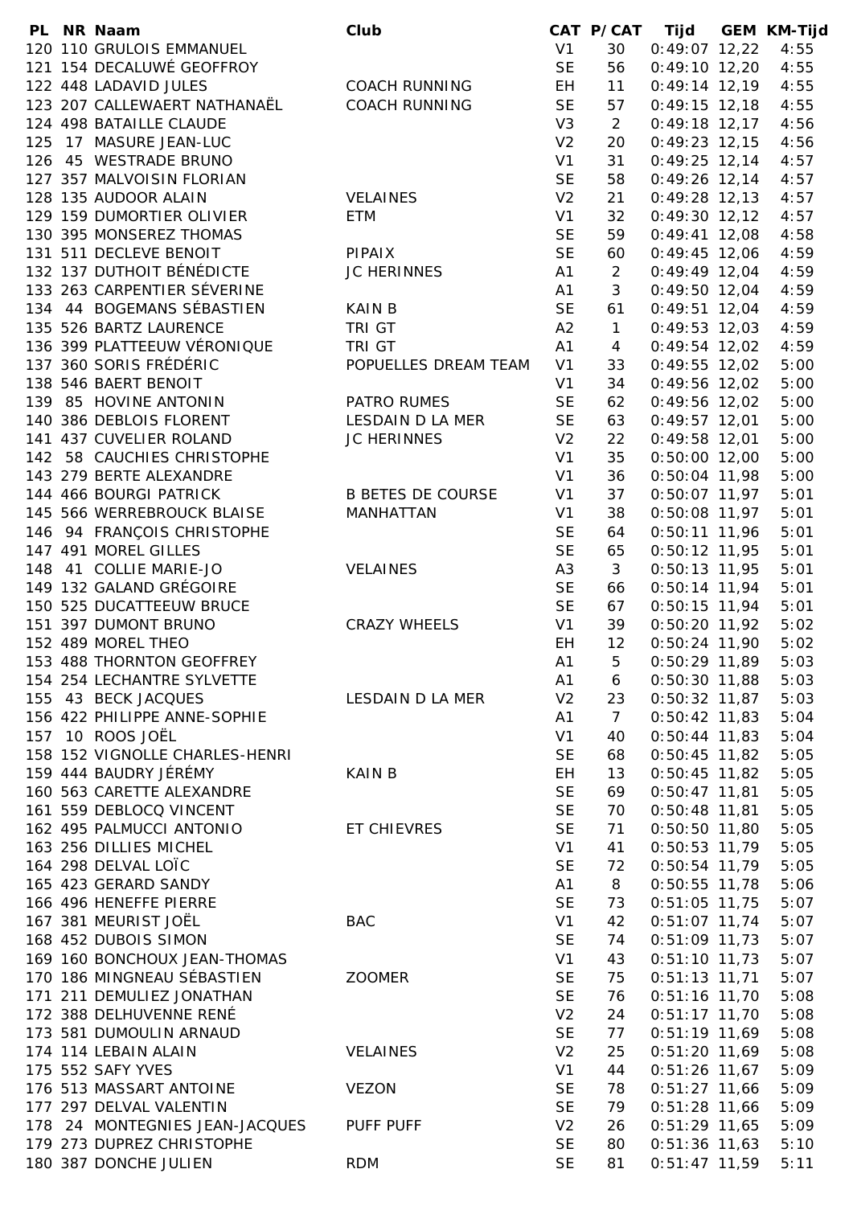| PL | NR | Naam | Club | CAT | P/CAT | Tijd | GEM | KM-Tijd |
|---|---|---|---|---|---|---|---|---|
| 120 | 110 | GRULOIS EMMANUEL | | V1 | 30 | 0:49:07 | 12,22 | 4:55 |
| 121 | 154 | DECALUWÉ GEOFFROY | | SE | 56 | 0:49:10 | 12,20 | 4:55 |
| 122 | 448 | LADAVID JULES | COACH RUNNING | EH | 11 | 0:49:14 | 12,19 | 4:55 |
| 123 | 207 | CALLEWAERT NATHANAËL | COACH RUNNING | SE | 57 | 0:49:15 | 12,18 | 4:55 |
| 124 | 498 | BATAILLE CLAUDE | | V3 | 2 | 0:49:18 | 12,17 | 4:56 |
| 125 | 17 | MASURE JEAN-LUC | | V2 | 20 | 0:49:23 | 12,15 | 4:56 |
| 126 | 45 | WESTRADE BRUNO | | V1 | 31 | 0:49:25 | 12,14 | 4:57 |
| 127 | 357 | MALVOISIN FLORIAN | | SE | 58 | 0:49:26 | 12,14 | 4:57 |
| 128 | 135 | AUDOOR ALAIN | VELAINES | V2 | 21 | 0:49:28 | 12,13 | 4:57 |
| 129 | 159 | DUMORTIER OLIVIER | ETM | V1 | 32 | 0:49:30 | 12,12 | 4:57 |
| 130 | 395 | MONSEREZ THOMAS | | SE | 59 | 0:49:41 | 12,08 | 4:58 |
| 131 | 511 | DECLEVE BENOIT | PIPAIX | SE | 60 | 0:49:45 | 12,06 | 4:59 |
| 132 | 137 | DUTHOIT BÉNÉDICTE | JC HERINNES | A1 | 2 | 0:49:49 | 12,04 | 4:59 |
| 133 | 263 | CARPENTIER SÉVERINE | | A1 | 3 | 0:49:50 | 12,04 | 4:59 |
| 134 | 44 | BOGEMANS SÉBASTIEN | KAIN B | SE | 61 | 0:49:51 | 12,04 | 4:59 |
| 135 | 526 | BARTZ LAURENCE | TRI GT | A2 | 1 | 0:49:53 | 12,03 | 4:59 |
| 136 | 399 | PLATTEEUW VÉRONIQUE | TRI GT | A1 | 4 | 0:49:54 | 12,02 | 4:59 |
| 137 | 360 | SORIS FRÉDÉRIC | POPUELLES DREAM TEAM | V1 | 33 | 0:49:55 | 12,02 | 5:00 |
| 138 | 546 | BAERT BENOIT | | V1 | 34 | 0:49:56 | 12,02 | 5:00 |
| 139 | 85 | HOVINE ANTONIN | PATRO RUMES | SE | 62 | 0:49:56 | 12,02 | 5:00 |
| 140 | 386 | DEBLOIS FLORENT | LESDAIN D LA MER | SE | 63 | 0:49:57 | 12,01 | 5:00 |
| 141 | 437 | CUVELIER ROLAND | JC HERINNES | V2 | 22 | 0:49:58 | 12,01 | 5:00 |
| 142 | 58 | CAUCHIES CHRISTOPHE | | V1 | 35 | 0:50:00 | 12,00 | 5:00 |
| 143 | 279 | BERTE ALEXANDRE | | V1 | 36 | 0:50:04 | 11,98 | 5:00 |
| 144 | 466 | BOURGI PATRICK | B BETES DE COURSE | V1 | 37 | 0:50:07 | 11,97 | 5:01 |
| 145 | 566 | WERREBROUCK BLAISE | MANHATTAN | V1 | 38 | 0:50:08 | 11,97 | 5:01 |
| 146 | 94 | FRANÇOIS CHRISTOPHE | | SE | 64 | 0:50:11 | 11,96 | 5:01 |
| 147 | 491 | MOREL GILLES | | SE | 65 | 0:50:12 | 11,95 | 5:01 |
| 148 | 41 | COLLIE MARIE-JO | VELAINES | A3 | 3 | 0:50:13 | 11,95 | 5:01 |
| 149 | 132 | GALAND GRÉGOIRE | | SE | 66 | 0:50:14 | 11,94 | 5:01 |
| 150 | 525 | DUCATTEEUW BRUCE | | SE | 67 | 0:50:15 | 11,94 | 5:01 |
| 151 | 397 | DUMONT BRUNO | CRAZY WHEELS | V1 | 39 | 0:50:20 | 11,92 | 5:02 |
| 152 | 489 | MOREL THEO | | EH | 12 | 0:50:24 | 11,90 | 5:02 |
| 153 | 488 | THORNTON GEOFFREY | | A1 | 5 | 0:50:29 | 11,89 | 5:03 |
| 154 | 254 | LECHANTRE SYLVETTE | | A1 | 6 | 0:50:30 | 11,88 | 5:03 |
| 155 | 43 | BECK JACQUES | LESDAIN D LA MER | V2 | 23 | 0:50:32 | 11,87 | 5:03 |
| 156 | 422 | PHILIPPE ANNE-SOPHIE | | A1 | 7 | 0:50:42 | 11,83 | 5:04 |
| 157 | 10 | ROOS JOËL | | V1 | 40 | 0:50:44 | 11,83 | 5:04 |
| 158 | 152 | VIGNOLLE CHARLES-HENRI | | SE | 68 | 0:50:45 | 11,82 | 5:05 |
| 159 | 444 | BAUDRY JÉRÉMY | KAIN B | EH | 13 | 0:50:45 | 11,82 | 5:05 |
| 160 | 563 | CARETTE ALEXANDRE | | SE | 69 | 0:50:47 | 11,81 | 5:05 |
| 161 | 559 | DEBLOCQ VINCENT | | SE | 70 | 0:50:48 | 11,81 | 5:05 |
| 162 | 495 | PALMUCCI ANTONIO | ET CHIEVRES | SE | 71 | 0:50:50 | 11,80 | 5:05 |
| 163 | 256 | DILLIES MICHEL | | V1 | 41 | 0:50:53 | 11,79 | 5:05 |
| 164 | 298 | DELVAL LOÏC | | SE | 72 | 0:50:54 | 11,79 | 5:05 |
| 165 | 423 | GERARD SANDY | | A1 | 8 | 0:50:55 | 11,78 | 5:06 |
| 166 | 496 | HENEFFE PIERRE | | SE | 73 | 0:51:05 | 11,75 | 5:07 |
| 167 | 381 | MEURIST JOËL | BAC | V1 | 42 | 0:51:07 | 11,74 | 5:07 |
| 168 | 452 | DUBOIS SIMON | | SE | 74 | 0:51:09 | 11,73 | 5:07 |
| 169 | 160 | BONCHOUX JEAN-THOMAS | | V1 | 43 | 0:51:10 | 11,73 | 5:07 |
| 170 | 186 | MINGNEAU SÉBASTIEN | ZOOMER | SE | 75 | 0:51:13 | 11,71 | 5:07 |
| 171 | 211 | DEMULIEZ JONATHAN | | SE | 76 | 0:51:16 | 11,70 | 5:08 |
| 172 | 388 | DELHUVENNE RENÉ | | V2 | 24 | 0:51:17 | 11,70 | 5:08 |
| 173 | 581 | DUMOULIN ARNAUD | | SE | 77 | 0:51:19 | 11,69 | 5:08 |
| 174 | 114 | LEBAIN ALAIN | VELAINES | V2 | 25 | 0:51:20 | 11,69 | 5:08 |
| 175 | 552 | SAFY YVES | | V1 | 44 | 0:51:26 | 11,67 | 5:09 |
| 176 | 513 | MASSART ANTOINE | VEZON | SE | 78 | 0:51:27 | 11,66 | 5:09 |
| 177 | 297 | DELVAL VALENTIN | | SE | 79 | 0:51:28 | 11,66 | 5:09 |
| 178 | 24 | MONTEGNIES JEAN-JACQUES | PUFF PUFF | V2 | 26 | 0:51:29 | 11,65 | 5:09 |
| 179 | 273 | DUPREZ CHRISTOPHE | | SE | 80 | 0:51:36 | 11,63 | 5:10 |
| 180 | 387 | DONCHE JULIEN | RDM | SE | 81 | 0:51:47 | 11,59 | 5:11 |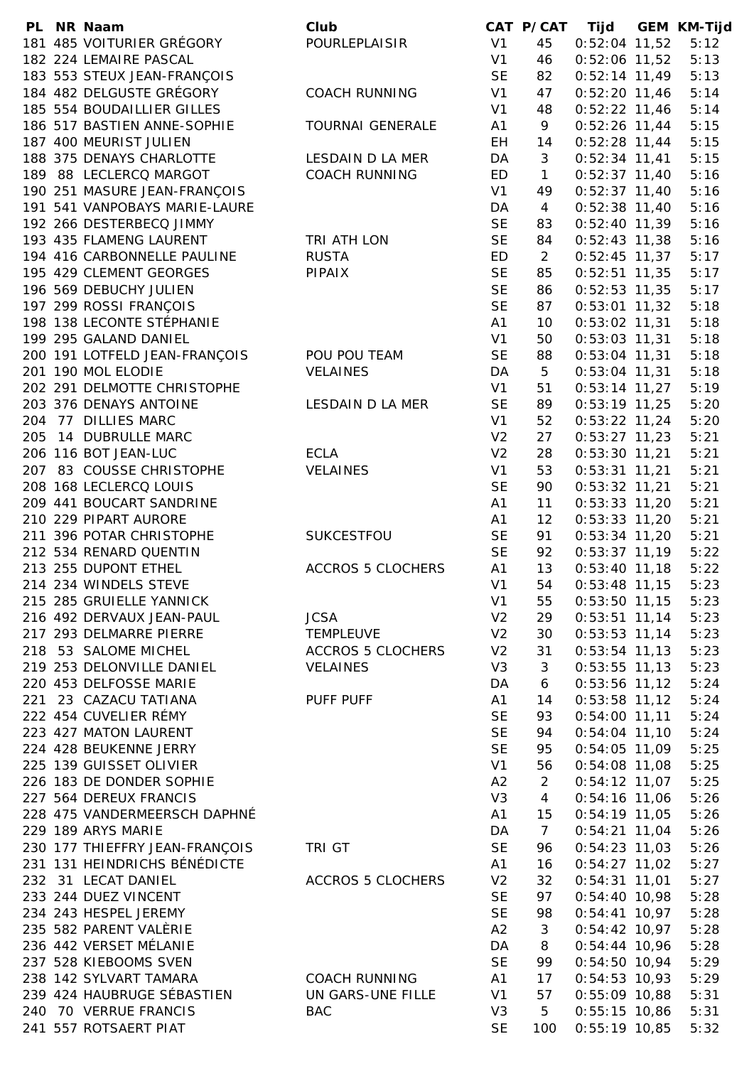| PL | NR | Naam | Club | CAT | P/CAT | Tijd | GEM | KM-Tijd |
|---|---|---|---|---|---|---|---|---|
| 181 | 485 | VOITURIER GRÉGORY | POURLEPLAISIR | V1 | 45 | 0:52:04 | 11,52 | 5:12 |
| 182 | 224 | LEMAIRE PASCAL | | V1 | 46 | 0:52:06 | 11,52 | 5:13 |
| 183 | 553 | STEUX JEAN-FRANÇOIS | | SE | 82 | 0:52:14 | 11,49 | 5:13 |
| 184 | 482 | DELGUSTE GRÉGORY | COACH RUNNING | V1 | 47 | 0:52:20 | 11,46 | 5:14 |
| 185 | 554 | BOUDAILLIER GILLES | | V1 | 48 | 0:52:22 | 11,46 | 5:14 |
| 186 | 517 | BASTIEN ANNE-SOPHIE | TOURNAI GENERALE | A1 | 9 | 0:52:26 | 11,44 | 5:15 |
| 187 | 400 | MEURIST JULIEN | | EH | 14 | 0:52:28 | 11,44 | 5:15 |
| 188 | 375 | DENAYS CHARLOTTE | LESDAIN D LA MER | DA | 3 | 0:52:34 | 11,41 | 5:15 |
| 189 | 88 | LECLERCQ MARGOT | COACH RUNNING | ED | 1 | 0:52:37 | 11,40 | 5:16 |
| 190 | 251 | MASURE JEAN-FRANÇOIS | | V1 | 49 | 0:52:37 | 11,40 | 5:16 |
| 191 | 541 | VANPOBAYS MARIE-LAURE | | DA | 4 | 0:52:38 | 11,40 | 5:16 |
| 192 | 266 | DESTERBECQ JIMMY | | SE | 83 | 0:52:40 | 11,39 | 5:16 |
| 193 | 435 | FLAMENG LAURENT | TRI ATH LON | SE | 84 | 0:52:43 | 11,38 | 5:16 |
| 194 | 416 | CARBONNELLE PAULINE | RUSTA | ED | 2 | 0:52:45 | 11,37 | 5:17 |
| 195 | 429 | CLEMENT GEORGES | PIPAIX | SE | 85 | 0:52:51 | 11,35 | 5:17 |
| 196 | 569 | DEBUCHY JULIEN | | SE | 86 | 0:52:53 | 11,35 | 5:17 |
| 197 | 299 | ROSSI FRANÇOIS | | SE | 87 | 0:53:01 | 11,32 | 5:18 |
| 198 | 138 | LECONTE STÉPHANIE | | A1 | 10 | 0:53:02 | 11,31 | 5:18 |
| 199 | 295 | GALAND DANIEL | | V1 | 50 | 0:53:03 | 11,31 | 5:18 |
| 200 | 191 | LOTFELD JEAN-FRANÇOIS | POU POU TEAM | SE | 88 | 0:53:04 | 11,31 | 5:18 |
| 201 | 190 | MOL ELODIE | VELAINES | DA | 5 | 0:53:04 | 11,31 | 5:18 |
| 202 | 291 | DELMOTTE CHRISTOPHE | | V1 | 51 | 0:53:14 | 11,27 | 5:19 |
| 203 | 376 | DENAYS ANTOINE | LESDAIN D LA MER | SE | 89 | 0:53:19 | 11,25 | 5:20 |
| 204 | 77 | DILLIES MARC | | V1 | 52 | 0:53:22 | 11,24 | 5:20 |
| 205 | 14 | DUBRULLE MARC | | V2 | 27 | 0:53:27 | 11,23 | 5:21 |
| 206 | 116 | BOT JEAN-LUC | ECLA | V2 | 28 | 0:53:30 | 11,21 | 5:21 |
| 207 | 83 | COUSSE CHRISTOPHE | VELAINES | V1 | 53 | 0:53:31 | 11,21 | 5:21 |
| 208 | 168 | LECLERCQ LOUIS | | SE | 90 | 0:53:32 | 11,21 | 5:21 |
| 209 | 441 | BOUCART SANDRINE | | A1 | 11 | 0:53:33 | 11,20 | 5:21 |
| 210 | 229 | PIPART AURORE | | A1 | 12 | 0:53:33 | 11,20 | 5:21 |
| 211 | 396 | POTAR CHRISTOPHE | SUKCESTFOU | SE | 91 | 0:53:34 | 11,20 | 5:21 |
| 212 | 534 | RENARD QUENTIN | | SE | 92 | 0:53:37 | 11,19 | 5:22 |
| 213 | 255 | DUPONT ETHEL | ACCROS 5 CLOCHERS | A1 | 13 | 0:53:40 | 11,18 | 5:22 |
| 214 | 234 | WINDELS STEVE | | V1 | 54 | 0:53:48 | 11,15 | 5:23 |
| 215 | 285 | GRUIELLE YANNICK | | V1 | 55 | 0:53:50 | 11,15 | 5:23 |
| 216 | 492 | DERVAUX JEAN-PAUL | JCSA | V2 | 29 | 0:53:51 | 11,14 | 5:23 |
| 217 | 293 | DELMARRE PIERRE | TEMPLEUVE | V2 | 30 | 0:53:53 | 11,14 | 5:23 |
| 218 | 53 | SALOME MICHEL | ACCROS 5 CLOCHERS | V2 | 31 | 0:53:54 | 11,13 | 5:23 |
| 219 | 253 | DELONVILLE DANIEL | VELAINES | V3 | 3 | 0:53:55 | 11,13 | 5:23 |
| 220 | 453 | DELFOSSE MARIE | | DA | 6 | 0:53:56 | 11,12 | 5:24 |
| 221 | 23 | CAZACU TATIANA | PUFF PUFF | A1 | 14 | 0:53:58 | 11,12 | 5:24 |
| 222 | 454 | CUVELIER RÉMY | | SE | 93 | 0:54:00 | 11,11 | 5:24 |
| 223 | 427 | MATON LAURENT | | SE | 94 | 0:54:04 | 11,10 | 5:24 |
| 224 | 428 | BEUKENNE JERRY | | SE | 95 | 0:54:05 | 11,09 | 5:25 |
| 225 | 139 | GUISSET OLIVIER | | V1 | 56 | 0:54:08 | 11,08 | 5:25 |
| 226 | 183 | DE DONDER SOPHIE | | A2 | 2 | 0:54:12 | 11,07 | 5:25 |
| 227 | 564 | DEREUX FRANCIS | | V3 | 4 | 0:54:16 | 11,06 | 5:26 |
| 228 | 475 | VANDERMEERSCH DAPHNÉ | | A1 | 15 | 0:54:19 | 11,05 | 5:26 |
| 229 | 189 | ARYS MARIE | | DA | 7 | 0:54:21 | 11,04 | 5:26 |
| 230 | 177 | THIEFFRY JEAN-FRANÇOIS | TRI GT | SE | 96 | 0:54:23 | 11,03 | 5:26 |
| 231 | 131 | HEINDRICHS BÉNÉDICTE | | A1 | 16 | 0:54:27 | 11,02 | 5:27 |
| 232 | 31 | LECAT DANIEL | ACCROS 5 CLOCHERS | V2 | 32 | 0:54:31 | 11,01 | 5:27 |
| 233 | 244 | DUEZ VINCENT | | SE | 97 | 0:54:40 | 10,98 | 5:28 |
| 234 | 243 | HESPEL JEREMY | | SE | 98 | 0:54:41 | 10,97 | 5:28 |
| 235 | 582 | PARENT VALÈRIE | | A2 | 3 | 0:54:42 | 10,97 | 5:28 |
| 236 | 442 | VERSET MÉLANIE | | DA | 8 | 0:54:44 | 10,96 | 5:28 |
| 237 | 528 | KIEBOOMS SVEN | | SE | 99 | 0:54:50 | 10,94 | 5:29 |
| 238 | 142 | SYLVART TAMARA | COACH RUNNING | A1 | 17 | 0:54:53 | 10,93 | 5:29 |
| 239 | 424 | HAUBRUGE SÉBASTIEN | UN GARS-UNE FILLE | V1 | 57 | 0:55:09 | 10,88 | 5:31 |
| 240 | 70 | VERRUE FRANCIS | BAC | V3 | 5 | 0:55:15 | 10,86 | 5:31 |
| 241 | 557 | ROTSAERT PIAT | | SE | 100 | 0:55:19 | 10,85 | 5:32 |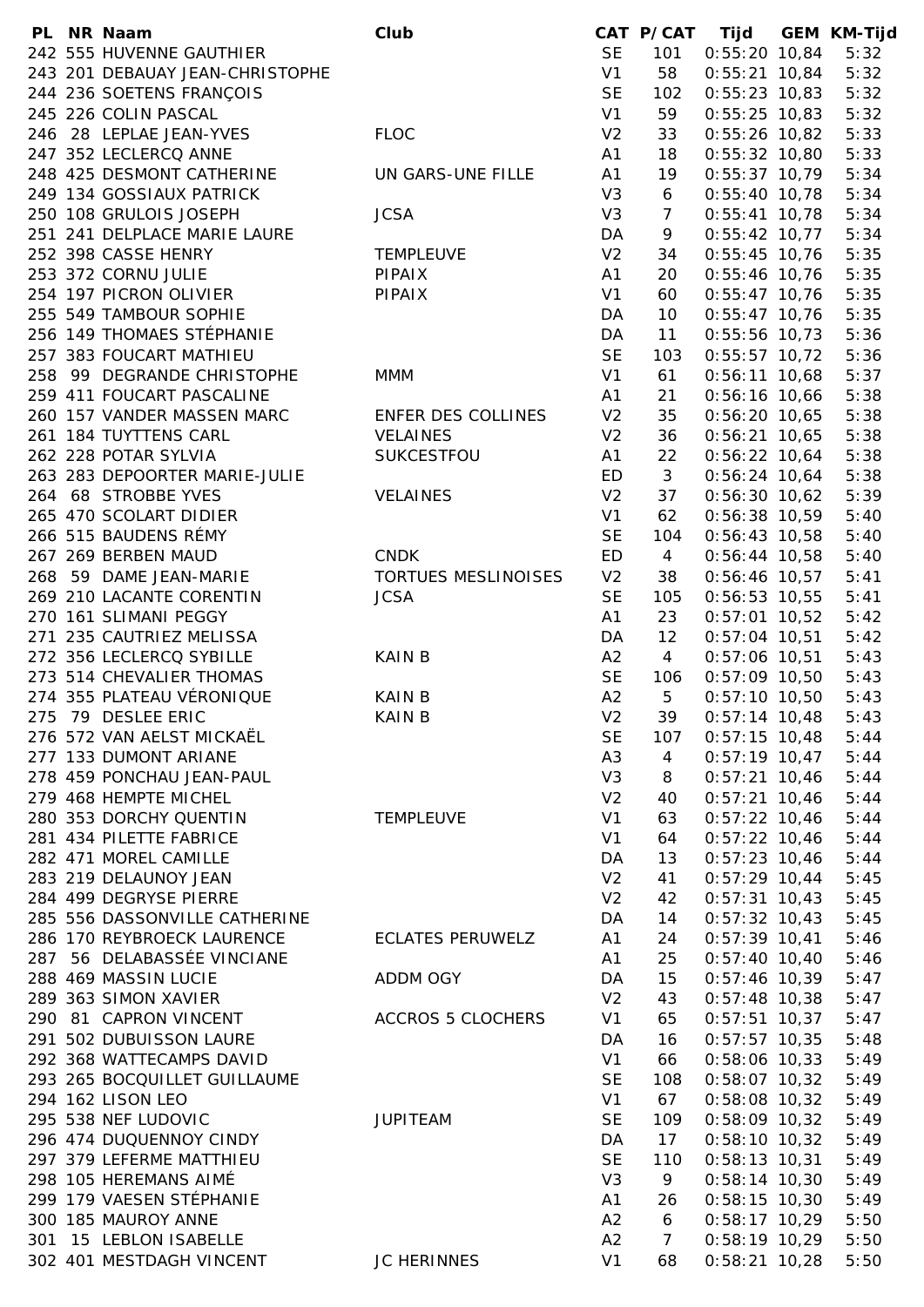| PL | NR | Naam | Club | CAT | P/CAT | Tijd | GEM | KM-Tijd |
|---|---|---|---|---|---|---|---|---|
| 242 | 555 | HUVENNE GAUTHIER | | SE | 101 | 0:55:20 | 10,84 | 5:32 |
| 243 | 201 | DEBAUAY JEAN-CHRISTOPHE | | V1 | 58 | 0:55:21 | 10,84 | 5:32 |
| 244 | 236 | SOETENS FRANÇOIS | | SE | 102 | 0:55:23 | 10,83 | 5:32 |
| 245 | 226 | COLIN PASCAL | | V1 | 59 | 0:55:25 | 10,83 | 5:32 |
| 246 | 28 | LEPLAE JEAN-YVES | FLOC | V2 | 33 | 0:55:26 | 10,82 | 5:33 |
| 247 | 352 | LECLERCQ ANNE | | A1 | 18 | 0:55:32 | 10,80 | 5:33 |
| 248 | 425 | DESMONT CATHERINE | UN GARS-UNE FILLE | A1 | 19 | 0:55:37 | 10,79 | 5:34 |
| 249 | 134 | GOSSIAUX PATRICK | | V3 | 6 | 0:55:40 | 10,78 | 5:34 |
| 250 | 108 | GRULOIS JOSEPH | JCSA | V3 | 7 | 0:55:41 | 10,78 | 5:34 |
| 251 | 241 | DELPLACE MARIE LAURE | | DA | 9 | 0:55:42 | 10,77 | 5:34 |
| 252 | 398 | CASSE HENRY | TEMPLEUVE | V2 | 34 | 0:55:45 | 10,76 | 5:35 |
| 253 | 372 | CORNU JULIE | PIPAIX | A1 | 20 | 0:55:46 | 10,76 | 5:35 |
| 254 | 197 | PICRON OLIVIER | PIPAIX | V1 | 60 | 0:55:47 | 10,76 | 5:35 |
| 255 | 549 | TAMBOUR SOPHIE | | DA | 10 | 0:55:47 | 10,76 | 5:35 |
| 256 | 149 | THOMAES STÉPHANIE | | DA | 11 | 0:55:56 | 10,73 | 5:36 |
| 257 | 383 | FOUCART MATHIEU | | SE | 103 | 0:55:57 | 10,72 | 5:36 |
| 258 | 99 | DEGRANDE CHRISTOPHE | MMM | V1 | 61 | 0:56:11 | 10,68 | 5:37 |
| 259 | 411 | FOUCART PASCALINE | | A1 | 21 | 0:56:16 | 10,66 | 5:38 |
| 260 | 157 | VANDER MASSEN MARC | ENFER DES COLLINES | V2 | 35 | 0:56:20 | 10,65 | 5:38 |
| 261 | 184 | TUYTTENS CARL | VELAINES | V2 | 36 | 0:56:21 | 10,65 | 5:38 |
| 262 | 228 | POTAR SYLVIA | SUKCESTFOU | A1 | 22 | 0:56:22 | 10,64 | 5:38 |
| 263 | 283 | DEPOORTER MARIE-JULIE | | ED | 3 | 0:56:24 | 10,64 | 5:38 |
| 264 | 68 | STROBBE YVES | VELAINES | V2 | 37 | 0:56:30 | 10,62 | 5:39 |
| 265 | 470 | SCOLART DIDIER | | V1 | 62 | 0:56:38 | 10,59 | 5:40 |
| 266 | 515 | BAUDENS RÉMY | | SE | 104 | 0:56:43 | 10,58 | 5:40 |
| 267 | 269 | BERBEN MAUD | CNDK | ED | 4 | 0:56:44 | 10,58 | 5:40 |
| 268 | 59 | DAME JEAN-MARIE | TORTUES MESLINOISES | V2 | 38 | 0:56:46 | 10,57 | 5:41 |
| 269 | 210 | LACANTE CORENTIN | JCSA | SE | 105 | 0:56:53 | 10,55 | 5:41 |
| 270 | 161 | SLIMANI PEGGY | | A1 | 23 | 0:57:01 | 10,52 | 5:42 |
| 271 | 235 | CAUTRIEZ MELISSA | | DA | 12 | 0:57:04 | 10,51 | 5:42 |
| 272 | 356 | LECLERCQ SYBILLE | KAIN B | A2 | 4 | 0:57:06 | 10,51 | 5:43 |
| 273 | 514 | CHEVALIER THOMAS | | SE | 106 | 0:57:09 | 10,50 | 5:43 |
| 274 | 355 | PLATEAU VÉRONIQUE | KAIN B | A2 | 5 | 0:57:10 | 10,50 | 5:43 |
| 275 | 79 | DESLEE ERIC | KAIN B | V2 | 39 | 0:57:14 | 10,48 | 5:43 |
| 276 | 572 | VAN AELST MICKAËL | | SE | 107 | 0:57:15 | 10,48 | 5:44 |
| 277 | 133 | DUMONT ARIANE | | A3 | 4 | 0:57:19 | 10,47 | 5:44 |
| 278 | 459 | PONCHAU JEAN-PAUL | | V3 | 8 | 0:57:21 | 10,46 | 5:44 |
| 279 | 468 | HEMPTE MICHEL | | V2 | 40 | 0:57:21 | 10,46 | 5:44 |
| 280 | 353 | DORCHY QUENTIN | TEMPLEUVE | V1 | 63 | 0:57:22 | 10,46 | 5:44 |
| 281 | 434 | PILETTE FABRICE | | V1 | 64 | 0:57:22 | 10,46 | 5:44 |
| 282 | 471 | MOREL CAMILLE | | DA | 13 | 0:57:23 | 10,46 | 5:44 |
| 283 | 219 | DELAUNOY JEAN | | V2 | 41 | 0:57:29 | 10,44 | 5:45 |
| 284 | 499 | DEGRYSE PIERRE | | V2 | 42 | 0:57:31 | 10,43 | 5:45 |
| 285 | 556 | DASSONVILLE CATHERINE | | DA | 14 | 0:57:32 | 10,43 | 5:45 |
| 286 | 170 | REYBROECK LAURENCE | ECLATES PERUWELZ | A1 | 24 | 0:57:39 | 10,41 | 5:46 |
| 287 | 56 | DELABASSÉE VINCIANE | | A1 | 25 | 0:57:40 | 10,40 | 5:46 |
| 288 | 469 | MASSIN LUCIE | ADDM OGY | DA | 15 | 0:57:46 | 10,39 | 5:47 |
| 289 | 363 | SIMON XAVIER | | V2 | 43 | 0:57:48 | 10,38 | 5:47 |
| 290 | 81 | CAPRON VINCENT | ACCROS 5 CLOCHERS | V1 | 65 | 0:57:51 | 10,37 | 5:47 |
| 291 | 502 | DUBUISSON LAURE | | DA | 16 | 0:57:57 | 10,35 | 5:48 |
| 292 | 368 | WATTECAMPS DAVID | | V1 | 66 | 0:58:06 | 10,33 | 5:49 |
| 293 | 265 | BOCQUILLET GUILLAUME | | SE | 108 | 0:58:07 | 10,32 | 5:49 |
| 294 | 162 | LISON LEO | | V1 | 67 | 0:58:08 | 10,32 | 5:49 |
| 295 | 538 | NEF LUDOVIC | JUPITEAM | SE | 109 | 0:58:09 | 10,32 | 5:49 |
| 296 | 474 | DUQUENNOY CINDY | | DA | 17 | 0:58:10 | 10,32 | 5:49 |
| 297 | 379 | LEFERME MATTHIEU | | SE | 110 | 0:58:13 | 10,31 | 5:49 |
| 298 | 105 | HEREMANS AIMÉ | | V3 | 9 | 0:58:14 | 10,30 | 5:49 |
| 299 | 179 | VAESEN STÉPHANIE | | A1 | 26 | 0:58:15 | 10,30 | 5:49 |
| 300 | 185 | MAUROY ANNE | | A2 | 6 | 0:58:17 | 10,29 | 5:50 |
| 301 | 15 | LEBLON ISABELLE | | A2 | 7 | 0:58:19 | 10,29 | 5:50 |
| 302 | 401 | MESTDAGH VINCENT | JC HERINNES | V1 | 68 | 0:58:21 | 10,28 | 5:50 |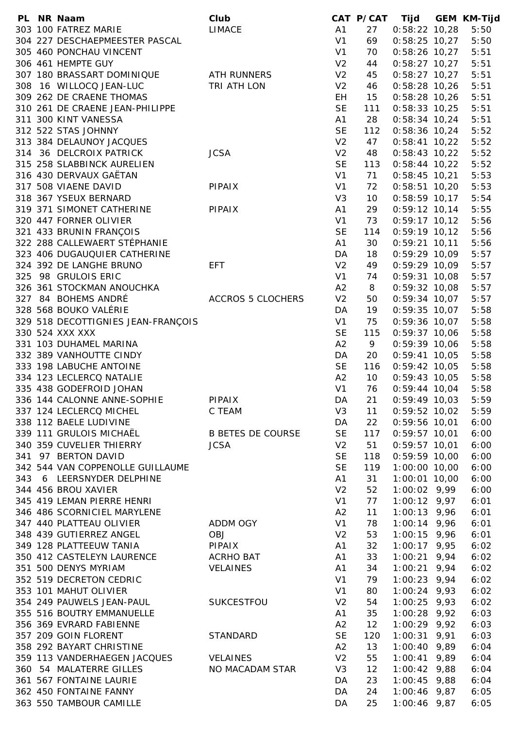| PL | NR | Naam | Club | CAT | P/CAT | Tijd | GEM | KM-Tijd |
|---|---|---|---|---|---|---|---|---|
| 303 | 100 | FATREZ MARIE | LIMACE | A1 | 27 | 0:58:22 | 10,28 | 5:50 |
| 304 | 227 | DESCHAEPMEESTER PASCAL | | V1 | 69 | 0:58:25 | 10,27 | 5:50 |
| 305 | 460 | PONCHAU VINCENT | | V1 | 70 | 0:58:26 | 10,27 | 5:51 |
| 306 | 461 | HEMPTE GUY | | V2 | 44 | 0:58:27 | 10,27 | 5:51 |
| 307 | 180 | BRASSART DOMINIQUE | ATH RUNNERS | V2 | 45 | 0:58:27 | 10,27 | 5:51 |
| 308 | 16 | WILLOCQ JEAN-LUC | TRI ATH LON | V2 | 46 | 0:58:28 | 10,26 | 5:51 |
| 309 | 262 | DE CRAENE THOMAS | | EH | 15 | 0:58:28 | 10,26 | 5:51 |
| 310 | 261 | DE CRAENE JEAN-PHILIPPE | | SE | 111 | 0:58:33 | 10,25 | 5:51 |
| 311 | 300 | KINT VANESSA | | A1 | 28 | 0:58:34 | 10,24 | 5:51 |
| 312 | 522 | STAS JOHNNY | | SE | 112 | 0:58:36 | 10,24 | 5:52 |
| 313 | 384 | DELAUNOY JACQUES | | V2 | 47 | 0:58:41 | 10,22 | 5:52 |
| 314 | 36 | DELCROIX PATRICK | JCSA | V2 | 48 | 0:58:43 | 10,22 | 5:52 |
| 315 | 258 | SLABBINCK AURELIEN | | SE | 113 | 0:58:44 | 10,22 | 5:52 |
| 316 | 430 | DERVAUX GAËTAN | | V1 | 71 | 0:58:45 | 10,21 | 5:53 |
| 317 | 508 | VIAENE DAVID | PIPAIX | V1 | 72 | 0:58:51 | 10,20 | 5:53 |
| 318 | 367 | YSEUX BERNARD | | V3 | 10 | 0:58:59 | 10,17 | 5:54 |
| 319 | 371 | SIMONET CATHERINE | PIPAIX | A1 | 29 | 0:59:12 | 10,14 | 5:55 |
| 320 | 447 | FORNER OLIVIER | | V1 | 73 | 0:59:17 | 10,12 | 5:56 |
| 321 | 433 | BRUNIN FRANÇOIS | | SE | 114 | 0:59:19 | 10,12 | 5:56 |
| 322 | 288 | CALLEWAERT STÉPHANIE | | A1 | 30 | 0:59:21 | 10,11 | 5:56 |
| 323 | 406 | DUGAUQUIER CATHERINE | | DA | 18 | 0:59:29 | 10,09 | 5:57 |
| 324 | 392 | DE LANGHE BRUNO | EFT | V2 | 49 | 0:59:29 | 10,09 | 5:57 |
| 325 | 98 | GRULOIS ERIC | | V1 | 74 | 0:59:31 | 10,08 | 5:57 |
| 326 | 361 | STOCKMAN ANOUCHKA | | A2 | 8 | 0:59:32 | 10,08 | 5:57 |
| 327 | 84 | BOHEMS ANDRÉ | ACCROS 5 CLOCHERS | V2 | 50 | 0:59:34 | 10,07 | 5:57 |
| 328 | 568 | BOUKO VALÉRIE | | DA | 19 | 0:59:35 | 10,07 | 5:58 |
| 329 | 518 | DECOTTIGNIES JEAN-FRANÇOIS | | V1 | 75 | 0:59:36 | 10,07 | 5:58 |
| 330 | 524 | XXX XXX | | SE | 115 | 0:59:37 | 10,06 | 5:58 |
| 331 | 103 | DUHAMEL MARINA | | A2 | 9 | 0:59:39 | 10,06 | 5:58 |
| 332 | 389 | VANHOUTTE CINDY | | DA | 20 | 0:59:41 | 10,05 | 5:58 |
| 333 | 198 | LABUCHE ANTOINE | | SE | 116 | 0:59:42 | 10,05 | 5:58 |
| 334 | 123 | LECLERCQ NATALIE | | A2 | 10 | 0:59:43 | 10,05 | 5:58 |
| 335 | 438 | GODEFROID JOHAN | | V1 | 76 | 0:59:44 | 10,04 | 5:58 |
| 336 | 144 | CALONNE ANNE-SOPHIE | PIPAIX | DA | 21 | 0:59:49 | 10,03 | 5:59 |
| 337 | 124 | LECLERCQ MICHEL | C TEAM | V3 | 11 | 0:59:52 | 10,02 | 5:59 |
| 338 | 112 | BAELE LUDIVINE | | DA | 22 | 0:59:56 | 10,01 | 6:00 |
| 339 | 111 | GRULOIS MICHAËL | B BETES DE COURSE | SE | 117 | 0:59:57 | 10,01 | 6:00 |
| 340 | 359 | CUVELIER THIERRY | JCSA | V2 | 51 | 0:59:57 | 10,01 | 6:00 |
| 341 | 97 | BERTON DAVID | | SE | 118 | 0:59:59 | 10,00 | 6:00 |
| 342 | 544 | VAN COPPENOLLE GUILLAUME | | SE | 119 | 1:00:01 | 10,00 | 6:00 |
| 343 | 6 | LEERSNYDER DELPHINE | | A1 | 31 | 1:00:01 | 10,00 | 6:00 |
| 344 | 456 | BROU XAVIER | | V2 | 52 | 1:00:02 | 9,99 | 6:00 |
| 345 | 419 | LEMAN PIERRE HENRI | | V1 | 77 | 1:00:12 | 9,97 | 6:01 |
| 346 | 486 | SCORNICIEL MARYLENE | | A2 | 11 | 1:00:13 | 9,96 | 6:01 |
| 347 | 440 | PLATTEAU OLIVIER | ADDM OGY | V1 | 78 | 1:00:14 | 9,96 | 6:01 |
| 348 | 439 | GUTIERREZ ANGEL | OBJ | V2 | 53 | 1:00:15 | 9,96 | 6:01 |
| 349 | 128 | PLATTEEUW TANIA | PIPAIX | A1 | 32 | 1:00:17 | 9,95 | 6:02 |
| 350 | 412 | CASTELEYN LAURENCE | ACRHO BAT | A1 | 33 | 1:00:21 | 9,94 | 6:02 |
| 351 | 500 | DENYS MYRIAM | VELAINES | A1 | 34 | 1:00:21 | 9,94 | 6:02 |
| 352 | 519 | DECRETON CEDRIC | | V1 | 79 | 1:00:23 | 9,94 | 6:02 |
| 353 | 101 | MAHUT OLIVIER | | V1 | 80 | 1:00:24 | 9,93 | 6:02 |
| 354 | 249 | PAUWELS JEAN-PAUL | SUKCESTFOU | V2 | 54 | 1:00:25 | 9,93 | 6:02 |
| 355 | 516 | BOUTRY EMMANUELLE | | A1 | 35 | 1:00:28 | 9,92 | 6:03 |
| 356 | 369 | EVRARD FABIENNE | | A2 | 12 | 1:00:29 | 9,92 | 6:03 |
| 357 | 209 | GOIN FLORENT | STANDARD | SE | 120 | 1:00:31 | 9,91 | 6:03 |
| 358 | 292 | BAYART CHRISTINE | | A2 | 13 | 1:00:40 | 9,89 | 6:04 |
| 359 | 113 | VANDERHAEGEN JACQUES | VELAINES | V2 | 55 | 1:00:41 | 9,89 | 6:04 |
| 360 | 54 | MALATERRE GILLES | NO MACADAM STAR | V3 | 12 | 1:00:42 | 9,88 | 6:04 |
| 361 | 567 | FONTAINE LAURIE | | DA | 23 | 1:00:45 | 9,88 | 6:04 |
| 362 | 450 | FONTAINE FANNY | | DA | 24 | 1:00:46 | 9,87 | 6:05 |
| 363 | 550 | TAMBOUR CAMILLE | | DA | 25 | 1:00:46 | 9,87 | 6:05 |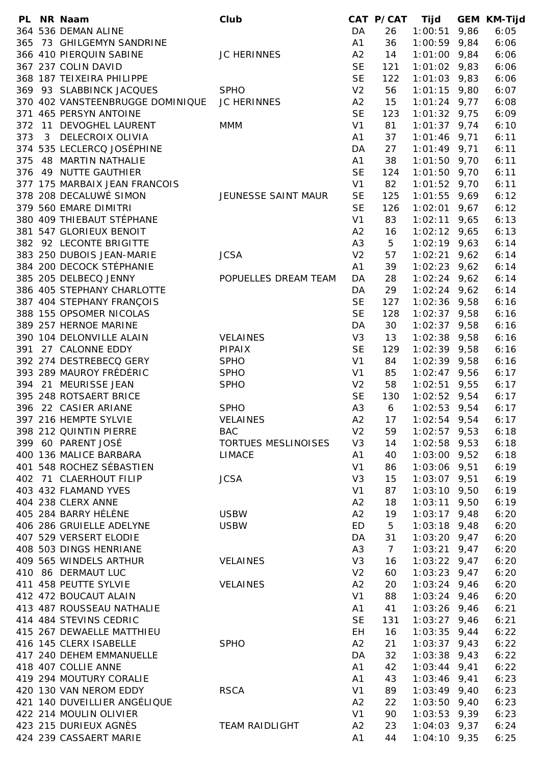| PL | NR | Naam | Club | CAT | P/CAT | Tijd | GEM | KM-Tijd |
|---|---|---|---|---|---|---|---|---|
| 364 | 536 | DEMAN ALINE | | DA | 26 | 1:00:51 | 9,86 | 6:05 |
| 365 | 73 | GHILGEMYN SANDRINE | | A1 | 36 | 1:00:59 | 9,84 | 6:06 |
| 366 | 410 | PIERQUIN SABINE | JC HERINNES | A2 | 14 | 1:01:00 | 9,84 | 6:06 |
| 367 | 237 | COLIN DAVID | | SE | 121 | 1:01:02 | 9,83 | 6:06 |
| 368 | 187 | TEIXEIRA PHILIPPE | | SE | 122 | 1:01:03 | 9,83 | 6:06 |
| 369 | 93 | SLABBINCK JACQUES | SPHO | V2 | 56 | 1:01:15 | 9,80 | 6:07 |
| 370 | 402 | VANSTEENBRUGGE DOMINIQUE | JC HERINNES | A2 | 15 | 1:01:24 | 9,77 | 6:08 |
| 371 | 465 | PERSYN ANTOINE | | SE | 123 | 1:01:32 | 9,75 | 6:09 |
| 372 | 11 | DEVOGHEL LAURENT | MMM | V1 | 81 | 1:01:37 | 9,74 | 6:10 |
| 373 | 3 | DELECROIX OLIVIA | | A1 | 37 | 1:01:46 | 9,71 | 6:11 |
| 374 | 535 | LECLERCQ JOSÉPHINE | | DA | 27 | 1:01:49 | 9,71 | 6:11 |
| 375 | 48 | MARTIN NATHALIE | | A1 | 38 | 1:01:50 | 9,70 | 6:11 |
| 376 | 49 | NUTTE GAUTHIER | | SE | 124 | 1:01:50 | 9,70 | 6:11 |
| 377 | 175 | MARBAIX JEAN FRANCOIS | | V1 | 82 | 1:01:52 | 9,70 | 6:11 |
| 378 | 208 | DECALUWÉ SIMON | JEUNESSE SAINT MAUR | SE | 125 | 1:01:55 | 9,69 | 6:12 |
| 379 | 560 | EMARE DIMITRI | | SE | 126 | 1:02:01 | 9,67 | 6:12 |
| 380 | 409 | THIEBAUT STÉPHANE | | V1 | 83 | 1:02:11 | 9,65 | 6:13 |
| 381 | 547 | GLORIEUX BENOIT | | A2 | 16 | 1:02:12 | 9,65 | 6:13 |
| 382 | 92 | LECONTE BRIGITTE | | A3 | 5 | 1:02:19 | 9,63 | 6:14 |
| 383 | 250 | DUBOIS JEAN-MARIE | JCSA | V2 | 57 | 1:02:21 | 9,62 | 6:14 |
| 384 | 200 | DECOCK STÉPHANIE | | A1 | 39 | 1:02:23 | 9,62 | 6:14 |
| 385 | 205 | DELBECQ JENNY | POPUELLES DREAM TEAM | DA | 28 | 1:02:24 | 9,62 | 6:14 |
| 386 | 405 | STEPHANY CHARLOTTE | | DA | 29 | 1:02:24 | 9,62 | 6:14 |
| 387 | 404 | STEPHANY FRANÇOIS | | SE | 127 | 1:02:36 | 9,58 | 6:16 |
| 388 | 155 | OPSOMER NICOLAS | | SE | 128 | 1:02:37 | 9,58 | 6:16 |
| 389 | 257 | HERNOE MARINE | | DA | 30 | 1:02:37 | 9,58 | 6:16 |
| 390 | 104 | DELONVILLE ALAIN | VELAINES | V3 | 13 | 1:02:38 | 9,58 | 6:16 |
| 391 | 27 | CALONNE EDDY | PIPAIX | SE | 129 | 1:02:39 | 9,58 | 6:16 |
| 392 | 274 | DESTREBECQ GERY | SPHO | V1 | 84 | 1:02:39 | 9,58 | 6:16 |
| 393 | 289 | MAUROY FRÉDÉRIC | SPHO | V1 | 85 | 1:02:47 | 9,56 | 6:17 |
| 394 | 21 | MEURISSE JEAN | SPHO | V2 | 58 | 1:02:51 | 9,55 | 6:17 |
| 395 | 248 | ROTSAERT BRICE | | SE | 130 | 1:02:52 | 9,54 | 6:17 |
| 396 | 22 | CASIER ARIANE | SPHO | A3 | 6 | 1:02:53 | 9,54 | 6:17 |
| 397 | 216 | HEMPTE SYLVIE | VELAINES | A2 | 17 | 1:02:54 | 9,54 | 6:17 |
| 398 | 212 | QUINTIN PIERRE | BAC | V2 | 59 | 1:02:57 | 9,53 | 6:18 |
| 399 | 60 | PARENT JOSÉ | TORTUES MESLINOISES | V3 | 14 | 1:02:58 | 9,53 | 6:18 |
| 400 | 136 | MALICE BARBARA | LIMACE | A1 | 40 | 1:03:00 | 9,52 | 6:18 |
| 401 | 548 | ROCHEZ SÉBASTIEN | | V1 | 86 | 1:03:06 | 9,51 | 6:19 |
| 402 | 71 | CLAERHOUT FILIP | JCSA | V3 | 15 | 1:03:07 | 9,51 | 6:19 |
| 403 | 432 | FLAMAND YVES | | V1 | 87 | 1:03:10 | 9,50 | 6:19 |
| 404 | 238 | CLERX ANNE | | A2 | 18 | 1:03:11 | 9,50 | 6:19 |
| 405 | 284 | BARRY HÉLÈNE | USBW | A2 | 19 | 1:03:17 | 9,48 | 6:20 |
| 406 | 286 | GRUIELLE ADELYNE | USBW | ED | 5 | 1:03:18 | 9,48 | 6:20 |
| 407 | 529 | VERSERT ELODIE | | DA | 31 | 1:03:20 | 9,47 | 6:20 |
| 408 | 503 | DINGS HENRIANE | | A3 | 7 | 1:03:21 | 9,47 | 6:20 |
| 409 | 565 | WINDELS ARTHUR | VELAINES | V3 | 16 | 1:03:22 | 9,47 | 6:20 |
| 410 | 86 | DERMAUT LUC | | V2 | 60 | 1:03:23 | 9,47 | 6:20 |
| 411 | 458 | PEUTTE SYLVIE | VELAINES | A2 | 20 | 1:03:24 | 9,46 | 6:20 |
| 412 | 472 | BOUCAUT ALAIN | | V1 | 88 | 1:03:24 | 9,46 | 6:20 |
| 413 | 487 | ROUSSEAU NATHALIE | | A1 | 41 | 1:03:26 | 9,46 | 6:21 |
| 414 | 484 | STEVINS CEDRIC | | SE | 131 | 1:03:27 | 9,46 | 6:21 |
| 415 | 267 | DEWAELLE MATTHIEU | | EH | 16 | 1:03:35 | 9,44 | 6:22 |
| 416 | 145 | CLERX ISABELLE | SPHO | A2 | 21 | 1:03:37 | 9,43 | 6:22 |
| 417 | 240 | DEHEM EMMANUELLE | | DA | 32 | 1:03:38 | 9,43 | 6:22 |
| 418 | 407 | COLLIE ANNE | | A1 | 42 | 1:03:44 | 9,41 | 6:22 |
| 419 | 294 | MOUTURY CORALIE | | A1 | 43 | 1:03:46 | 9,41 | 6:23 |
| 420 | 130 | VAN NEROM EDDY | RSCA | V1 | 89 | 1:03:49 | 9,40 | 6:23 |
| 421 | 140 | DUVEILLIER ANGÉLIQUE | | A2 | 22 | 1:03:50 | 9,40 | 6:23 |
| 422 | 214 | MOULIN OLIVIER | | V1 | 90 | 1:03:53 | 9,39 | 6:23 |
| 423 | 215 | DURIEUX AGNÈS | TEAM RAIDLIGHT | A2 | 23 | 1:04:03 | 9,37 | 6:24 |
| 424 | 239 | CASSAERT MARIE | | A1 | 44 | 1:04:10 | 9,35 | 6:25 |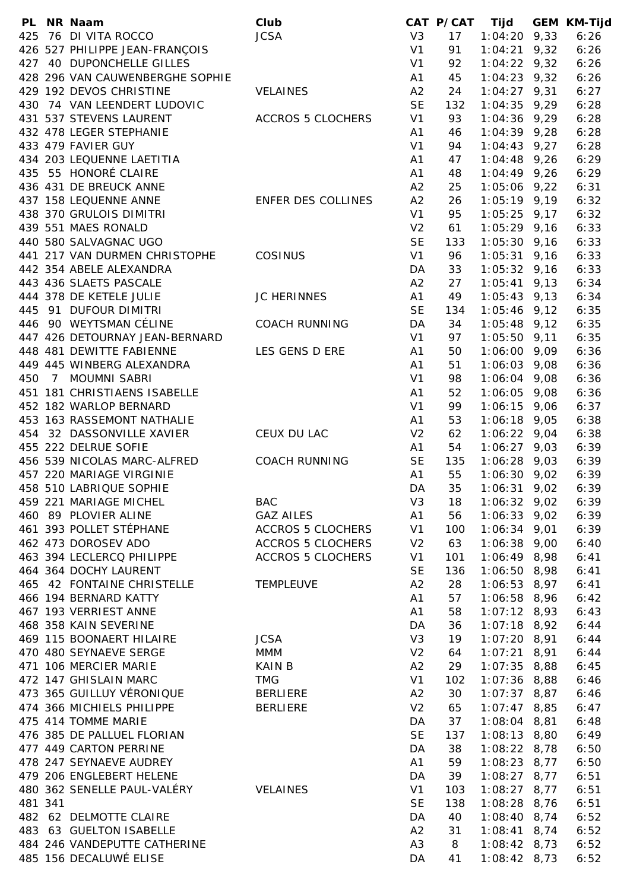| PL | NR | Naam | Club | CAT | P/CAT | Tijd | GEM | KM-Tijd |
|---|---|---|---|---|---|---|---|---|
| 425 | 76 | DI VITA ROCCO | JCSA | V3 | 17 | 1:04:20 | 9,33 | 6:26 |
| 426 | 527 | PHILIPPE JEAN-FRANÇOIS | | V1 | 91 | 1:04:21 | 9,32 | 6:26 |
| 427 | 40 | DUPONCHELLE GILLES | | V1 | 92 | 1:04:22 | 9,32 | 6:26 |
| 428 | 296 | VAN CAUWENBERGHE SOPHIE | | A1 | 45 | 1:04:23 | 9,32 | 6:26 |
| 429 | 192 | DEVOS CHRISTINE | VELAINES | A2 | 24 | 1:04:27 | 9,31 | 6:27 |
| 430 | 74 | VAN LEENDERT LUDOVIC | | SE | 132 | 1:04:35 | 9,29 | 6:28 |
| 431 | 537 | STEVENS LAURENT | ACCROS 5 CLOCHERS | V1 | 93 | 1:04:36 | 9,29 | 6:28 |
| 432 | 478 | LEGER STEPHANIE | | A1 | 46 | 1:04:39 | 9,28 | 6:28 |
| 433 | 479 | FAVIER GUY | | V1 | 94 | 1:04:43 | 9,27 | 6:28 |
| 434 | 203 | LEQUENNE LAETITIA | | A1 | 47 | 1:04:48 | 9,26 | 6:29 |
| 435 | 55 | HONORÉ CLAIRE | | A1 | 48 | 1:04:49 | 9,26 | 6:29 |
| 436 | 431 | DE BREUCK ANNE | | A2 | 25 | 1:05:06 | 9,22 | 6:31 |
| 437 | 158 | LEQUENNE ANNE | ENFER DES COLLINES | A2 | 26 | 1:05:19 | 9,19 | 6:32 |
| 438 | 370 | GRULOIS DIMITRI | | V1 | 95 | 1:05:25 | 9,17 | 6:32 |
| 439 | 551 | MAES RONALD | | V2 | 61 | 1:05:29 | 9,16 | 6:33 |
| 440 | 580 | SALVAGNAC UGO | | SE | 133 | 1:05:30 | 9,16 | 6:33 |
| 441 | 217 | VAN DURMEN CHRISTOPHE | COSINUS | V1 | 96 | 1:05:31 | 9,16 | 6:33 |
| 442 | 354 | ABELE ALEXANDRA | | DA | 33 | 1:05:32 | 9,16 | 6:33 |
| 443 | 436 | SLAETS PASCALE | | A2 | 27 | 1:05:41 | 9,13 | 6:34 |
| 444 | 378 | DE KETELE JULIE | JC HERINNES | A1 | 49 | 1:05:43 | 9,13 | 6:34 |
| 445 | 91 | DUFOUR DIMITRI | | SE | 134 | 1:05:46 | 9,12 | 6:35 |
| 446 | 90 | WEYTSMAN CÉLINE | COACH RUNNING | DA | 34 | 1:05:48 | 9,12 | 6:35 |
| 447 | 426 | DETOURNAY JEAN-BERNARD | | V1 | 97 | 1:05:50 | 9,11 | 6:35 |
| 448 | 481 | DEWITTE FABIENNE | LES GENS D ERE | A1 | 50 | 1:06:00 | 9,09 | 6:36 |
| 449 | 445 | WINBERG ALEXANDRA | | A1 | 51 | 1:06:03 | 9,08 | 6:36 |
| 450 | 7 | MOUMNI SABRI | | V1 | 98 | 1:06:04 | 9,08 | 6:36 |
| 451 | 181 | CHRISTIAENS ISABELLE | | A1 | 52 | 1:06:05 | 9,08 | 6:36 |
| 452 | 182 | WARLOP BERNARD | | V1 | 99 | 1:06:15 | 9,06 | 6:37 |
| 453 | 163 | RASSEMONT NATHALIE | | A1 | 53 | 1:06:18 | 9,05 | 6:38 |
| 454 | 32 | DASSONVILLE XAVIER | CEUX DU LAC | V2 | 62 | 1:06:22 | 9,04 | 6:38 |
| 455 | 222 | DELRUE SOFIE | | A1 | 54 | 1:06:27 | 9,03 | 6:39 |
| 456 | 539 | NICOLAS MARC-ALFRED | COACH RUNNING | SE | 135 | 1:06:28 | 9,03 | 6:39 |
| 457 | 220 | MARIAGE VIRGINIE | | A1 | 55 | 1:06:30 | 9,02 | 6:39 |
| 458 | 510 | LABRIQUE SOPHIE | | DA | 35 | 1:06:31 | 9,02 | 6:39 |
| 459 | 221 | MARIAGE MICHEL | BAC | V3 | 18 | 1:06:32 | 9,02 | 6:39 |
| 460 | 89 | PLOVIER ALINE | GAZ AILES | A1 | 56 | 1:06:33 | 9,02 | 6:39 |
| 461 | 393 | POLLET STÉPHANE | ACCROS 5 CLOCHERS | V1 | 100 | 1:06:34 | 9,01 | 6:39 |
| 462 | 473 | DOROSEV ADO | ACCROS 5 CLOCHERS | V2 | 63 | 1:06:38 | 9,00 | 6:40 |
| 463 | 394 | LECLERCQ PHILIPPE | ACCROS 5 CLOCHERS | V1 | 101 | 1:06:49 | 8,98 | 6:41 |
| 464 | 364 | DOCHY LAURENT | | SE | 136 | 1:06:50 | 8,98 | 6:41 |
| 465 | 42 | FONTAINE CHRISTELLE | TEMPLEUVE | A2 | 28 | 1:06:53 | 8,97 | 6:41 |
| 466 | 194 | BERNARD KATTY | | A1 | 57 | 1:06:58 | 8,96 | 6:42 |
| 467 | 193 | VERRIEST ANNE | | A1 | 58 | 1:07:12 | 8,93 | 6:43 |
| 468 | 358 | KAIN SEVERINE | | DA | 36 | 1:07:18 | 8,92 | 6:44 |
| 469 | 115 | BOONAERT HILAIRE | JCSA | V3 | 19 | 1:07:20 | 8,91 | 6:44 |
| 470 | 480 | SEYNAEVE SERGE | MMM | V2 | 64 | 1:07:21 | 8,91 | 6:44 |
| 471 | 106 | MERCIER MARIE | KAIN B | A2 | 29 | 1:07:35 | 8,88 | 6:45 |
| 472 | 147 | GHISLAIN MARC | TMG | V1 | 102 | 1:07:36 | 8,88 | 6:46 |
| 473 | 365 | GUILLUY VÉRONIQUE | BERLIERE | A2 | 30 | 1:07:37 | 8,87 | 6:46 |
| 474 | 366 | MICHIELS PHILIPPE | BERLIERE | V2 | 65 | 1:07:47 | 8,85 | 6:47 |
| 475 | 414 | TOMME MARIE | | DA | 37 | 1:08:04 | 8,81 | 6:48 |
| 476 | 385 | DE PALLUEL FLORIAN | | SE | 137 | 1:08:13 | 8,80 | 6:49 |
| 477 | 449 | CARTON PERRINE | | DA | 38 | 1:08:22 | 8,78 | 6:50 |
| 478 | 247 | SEYNAEVE AUDREY | | A1 | 59 | 1:08:23 | 8,77 | 6:50 |
| 479 | 206 | ENGLEBERT HELENE | | DA | 39 | 1:08:27 | 8,77 | 6:51 |
| 480 | 362 | SENELLE PAUL-VALÉRY | VELAINES | V1 | 103 | 1:08:27 | 8,77 | 6:51 |
| 481 | 341 | | | SE | 138 | 1:08:28 | 8,76 | 6:51 |
| 482 | 62 | DELMOTTE CLAIRE | | DA | 40 | 1:08:40 | 8,74 | 6:52 |
| 483 | 63 | GUELTON ISABELLE | | A2 | 31 | 1:08:41 | 8,74 | 6:52 |
| 484 | 246 | VANDEPUTTE CATHERINE | | A3 | 8 | 1:08:42 | 8,73 | 6:52 |
| 485 | 156 | DECALUWÉ ELISE | | DA | 41 | 1:08:42 | 8,73 | 6:52 |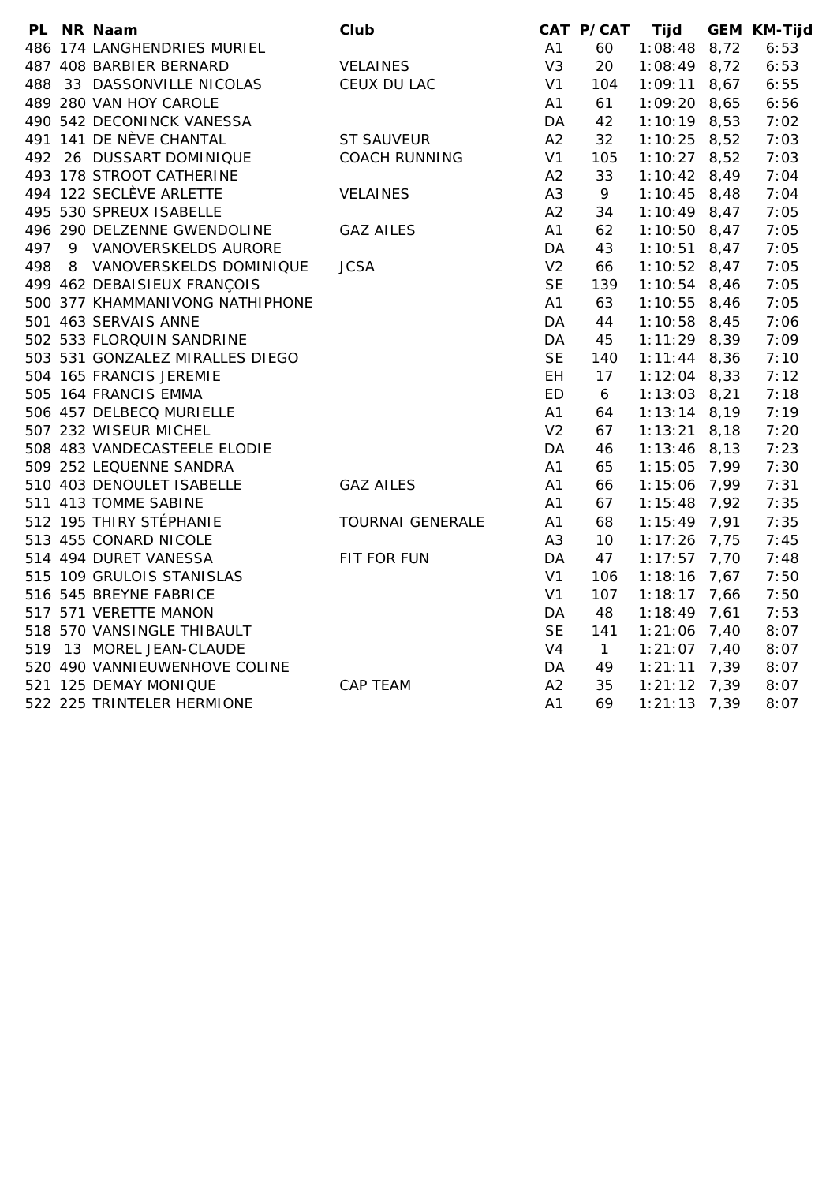| PL | NR | Naam | Club | CAT | P/CAT | Tijd | GEM | KM-Tijd |
|---|---|---|---|---|---|---|---|---|
| 486 | 174 | LANGHENDRIES MURIEL | | A1 | 60 | 1:08:48 | 8,72 | 6:53 |
| 487 | 408 | BARBIER BERNARD | VELAINES | V3 | 20 | 1:08:49 | 8,72 | 6:53 |
| 488 | 33 | DASSONVILLE NICOLAS | CEUX DU LAC | V1 | 104 | 1:09:11 | 8,67 | 6:55 |
| 489 | 280 | VAN HOY CAROLE | | A1 | 61 | 1:09:20 | 8,65 | 6:56 |
| 490 | 542 | DECONINCK VANESSA | | DA | 42 | 1:10:19 | 8,53 | 7:02 |
| 491 | 141 | DE NÈVE CHANTAL | ST SAUVEUR | A2 | 32 | 1:10:25 | 8,52 | 7:03 |
| 492 | 26 | DUSSART DOMINIQUE | COACH RUNNING | V1 | 105 | 1:10:27 | 8,52 | 7:03 |
| 493 | 178 | STROOT CATHERINE | | A2 | 33 | 1:10:42 | 8,49 | 7:04 |
| 494 | 122 | SECLÈVE ARLETTE | VELAINES | A3 | 9 | 1:10:45 | 8,48 | 7:04 |
| 495 | 530 | SPREUX ISABELLE | | A2 | 34 | 1:10:49 | 8,47 | 7:05 |
| 496 | 290 | DELZENNE GWENDOLINE | GAZ AILES | A1 | 62 | 1:10:50 | 8,47 | 7:05 |
| 497 | 9 | VANOVERSKELDS AURORE | | DA | 43 | 1:10:51 | 8,47 | 7:05 |
| 498 | 8 | VANOVERSKELDS DOMINIQUE | JCSA | V2 | 66 | 1:10:52 | 8,47 | 7:05 |
| 499 | 462 | DEBAISIEUX FRANÇOIS | | SE | 139 | 1:10:54 | 8,46 | 7:05 |
| 500 | 377 | KHAMMANIVONG NATHIPHONE | | A1 | 63 | 1:10:55 | 8,46 | 7:05 |
| 501 | 463 | SERVAIS ANNE | | DA | 44 | 1:10:58 | 8,45 | 7:06 |
| 502 | 533 | FLORQUIN SANDRINE | | DA | 45 | 1:11:29 | 8,39 | 7:09 |
| 503 | 531 | GONZALEZ MIRALLES DIEGO | | SE | 140 | 1:11:44 | 8,36 | 7:10 |
| 504 | 165 | FRANCIS JEREMIE | | EH | 17 | 1:12:04 | 8,33 | 7:12 |
| 505 | 164 | FRANCIS EMMA | | ED | 6 | 1:13:03 | 8,21 | 7:18 |
| 506 | 457 | DELBECQ MURIELLE | | A1 | 64 | 1:13:14 | 8,19 | 7:19 |
| 507 | 232 | WISEUR MICHEL | | V2 | 67 | 1:13:21 | 8,18 | 7:20 |
| 508 | 483 | VANDECASTEELE ELODIE | | DA | 46 | 1:13:46 | 8,13 | 7:23 |
| 509 | 252 | LEQUENNE SANDRA | | A1 | 65 | 1:15:05 | 7,99 | 7:30 |
| 510 | 403 | DENOULET ISABELLE | GAZ AILES | A1 | 66 | 1:15:06 | 7,99 | 7:31 |
| 511 | 413 | TOMME SABINE | | A1 | 67 | 1:15:48 | 7,92 | 7:35 |
| 512 | 195 | THIRY STÉPHANIE | TOURNAI GENERALE | A1 | 68 | 1:15:49 | 7,91 | 7:35 |
| 513 | 455 | CONARD NICOLE | | A3 | 10 | 1:17:26 | 7,75 | 7:45 |
| 514 | 494 | DURET VANESSA | FIT FOR FUN | DA | 47 | 1:17:57 | 7,70 | 7:48 |
| 515 | 109 | GRULOIS STANISLAS | | V1 | 106 | 1:18:16 | 7,67 | 7:50 |
| 516 | 545 | BREYNE FABRICE | | V1 | 107 | 1:18:17 | 7,66 | 7:50 |
| 517 | 571 | VERETTE MANON | | DA | 48 | 1:18:49 | 7,61 | 7:53 |
| 518 | 570 | VANSINGLE THIBAULT | | SE | 141 | 1:21:06 | 7,40 | 8:07 |
| 519 | 13 | MOREL JEAN-CLAUDE | | V4 | 1 | 1:21:07 | 7,40 | 8:07 |
| 520 | 490 | VANNIEUWENHOVE COLINE | | DA | 49 | 1:21:11 | 7,39 | 8:07 |
| 521 | 125 | DEMAY MONIQUE | CAP TEAM | A2 | 35 | 1:21:12 | 7,39 | 8:07 |
| 522 | 225 | TRINTELER HERMIONE | | A1 | 69 | 1:21:13 | 7,39 | 8:07 |